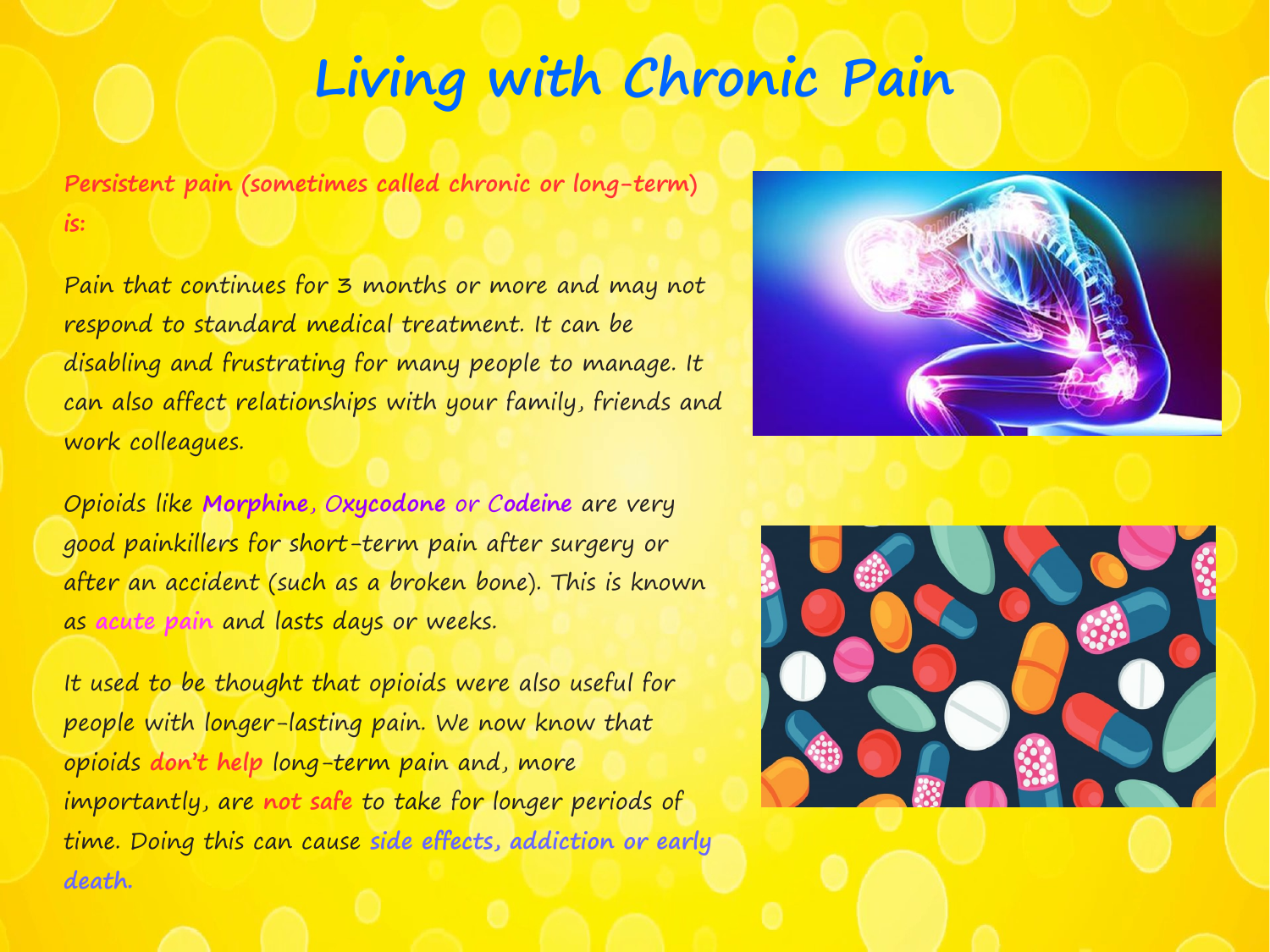# Living with Chronic Pain

**Persistent pain (sometimes called chronic or long-term) is:**

Pain that continues for 3 months or more and may not respond to standard medical treatment. It can be disabling and frustrating for many people to manage. It can also affect relationships with your family, friends and work colleagues.

Opioids like **Morphine**, **Oxycodone** or **Codeine** are very good painkillers for short-term pain after surgery or after an accident (such as a broken bone). This is known as acute pain and lasts days or weeks.

It used to be thought that opioids were also useful for people with longer-lasting pain. We now know that opioids don't help long-term pain and, more importantly, are not safe to take for longer periods of time. Doing this can cause **side effects, addiction or early death.**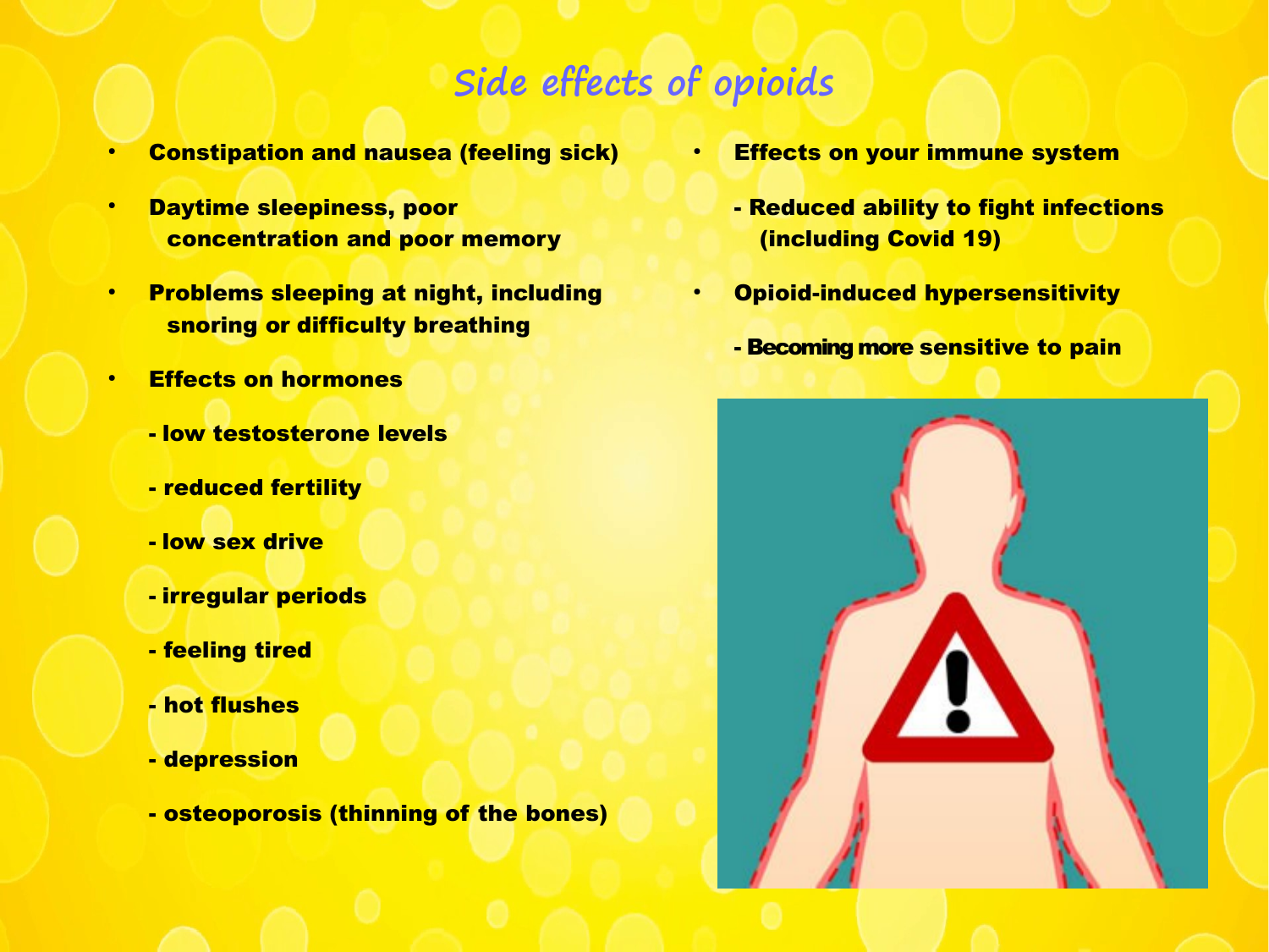# Side effects of opioids

- **Constipation and nausea (feeling sick)**
- **Daytime sleepiness, poor concentration and poor memory**
- **Problems sleeping at night, including snoring or difficulty breathing**
- **Effects on hormones**
  - **- low testosterone levels**
  - **- reduced fertility**
  - **- low sex drive**
  - **- irregular periods**
  - **- feeling tired**
  - **- hot flushes**
  - **- depression**
  - **- osteoporosis (thinning of the bones)**
- **Effects on your immune system**
  - **- Reduced ability to fight infections (including Covid 19)**
- **Opioid-induced hypersensitivity**
  - **- Becoming more sensitive to pain**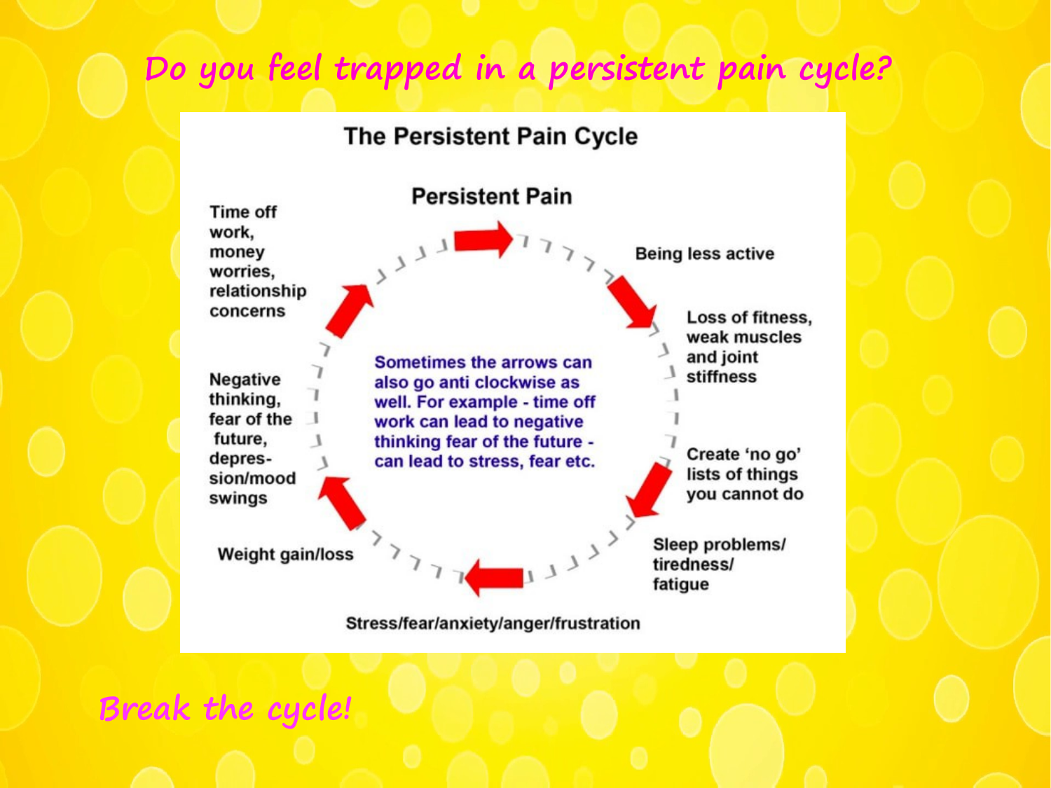# Do you feel trapped in a persistent pain cycle?

## The Persistent Pain Cycle

**Persistent Pain**

Being less active

Loss of fitness, weak muscles and joint stiffness

Create 'no go' lists of things you cannot do

Sleep problems/ tiredness/ fatigue

Stress/fear/anxiety/anger/frustration

Weight gain/loss

Negative thinking, fear of the future, depres-sion/mood swings

Time off work, money worries, relationship concerns

Sometimes the arrows can also go anti clockwise as well. For example - time off work can lead to negative thinking fear of the future - can lead to stress, fear etc.

## Break the cycle!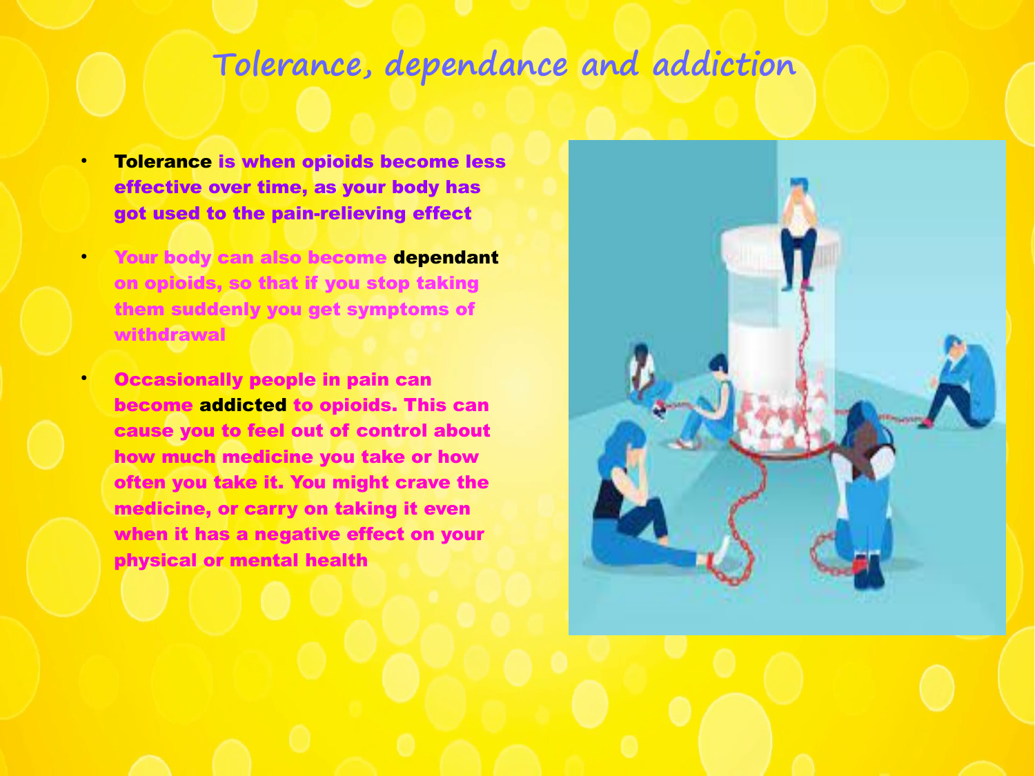# Tolerance, dependance and addiction

- **Tolerance** is when opioids become less effective over time, as your body has got used to the pain-relieving effect
- Your body can also become **dependant** on opioids, so that if you stop taking them suddenly you get symptoms of withdrawal
- Occasionally people in pain can become **addicted** to opioids. This can cause you to feel out of control about how much medicine you take or how often you take it. You might crave the medicine, or carry on taking it even when it has a negative effect on your physical or mental health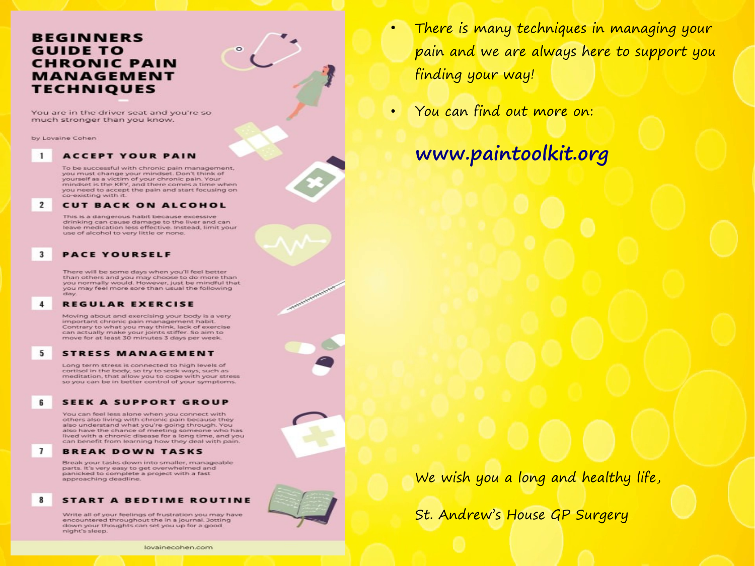# BEGINNERS GUIDE TO CHRONIC PAIN MANAGEMENT TECHNIQUES

You are in the driver seat and you're so much stronger than you know.

by Lovaine Cohen

## 1 ACCEPT YOUR PAIN

To be successful with chronic pain management, you must change your mindset. Don't think of yourself as a victim of your chronic pain. Your mindset is the KEY, and there comes a time when you need to accept the pain and start focusing on co-existing with it.

## 2 CUT BACK ON ALCOHOL

This is a dangerous habit because excessive drinking can cause damage to the liver and can leave medication less effective. Instead, limit your use of alcohol to very little or none.

## 3 PACE YOURSELF

There will be some days when you'll feel better than others and you may choose to do more than you normally would. However, just be mindful that you may feel more sore than usual the following day.

## 4 REGULAR EXERCISE

Moving about and exercising your body is a very important chronic pain management habit. Contrary to what you may think, lack of exercise can actually make your joints stiffer. So aim to move for at least 30 minutes 3 days per week.

## 5 STRESS MANAGEMENT

Long term stress is connected to high levels of cortisol in the body, so try to seek ways, such as meditation, that allow you to cope with your stress so you can be in better control of your symptoms.

## 6 SEEK A SUPPORT GROUP

You can feel less alone when you connect with others also living with chronic pain because they also understand what you're going through. You also have the chance of meeting someone who has lived with a chronic disease for a long time, and you can benefit from learning how they deal with pain.

## 7 BREAK DOWN TASKS

Break your tasks down into smaller, manageable parts. It's very easy to get overwhelmed and panicked to complete a project with a fast approaching deadline.

## 8 START A BEDTIME ROUTINE

Write all of your feelings of frustration you may have encountered throughout the in a journal. Jotting down your thoughts can set you up for a good night's sleep.

lovainecohen.com

- There is many techniques in managing your pain and we are always here to support you finding your way!
- You can find out more on:

**www.paintoolkit.org**

We wish you a long and healthy life,

St. Andrew's House GP Surgery